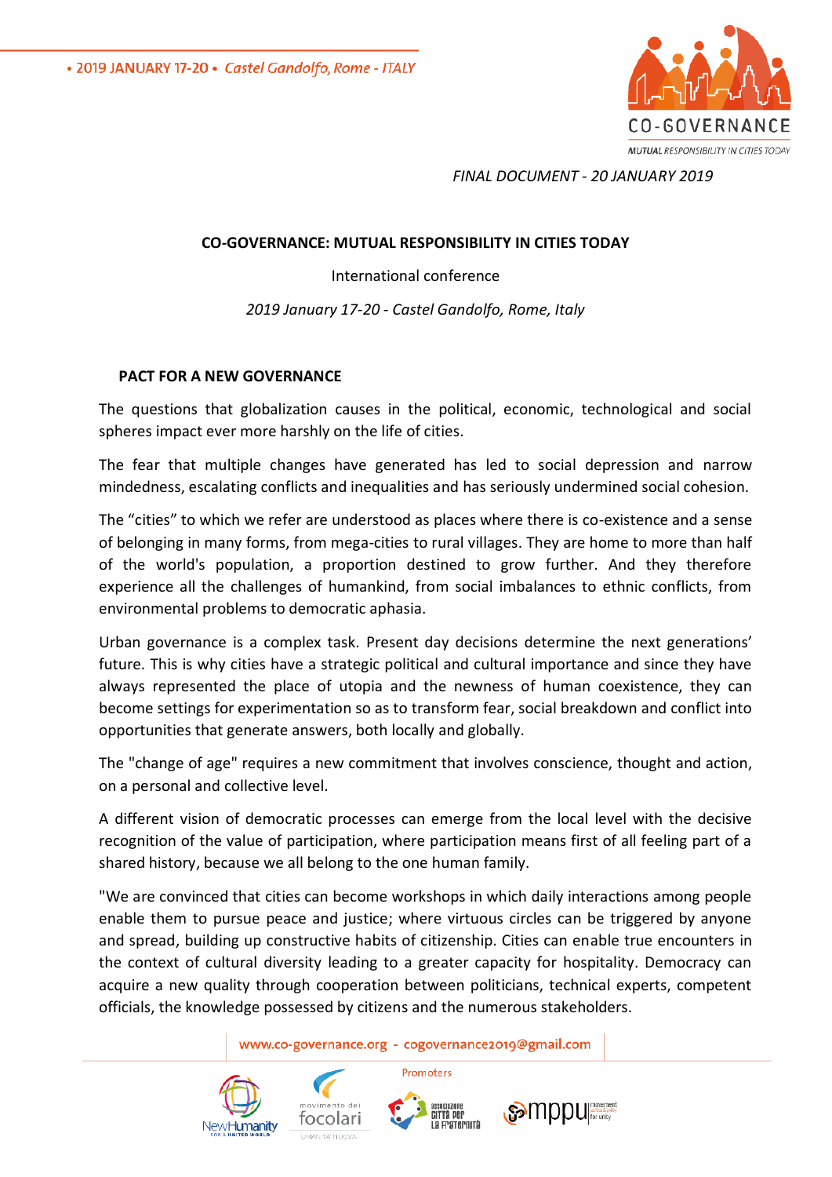• 2019 JANUARY 17-20 • *Castel Gandolfo, Rome - ITALY*

CO-GOVERNANCE
*MUTUAL RESPONSIBILITY IN CITIES TODAY*

*FINAL DOCUMENT - 20 JANUARY 2019*

# CO-GOVERNANCE: MUTUAL RESPONSIBILITY IN CITIES TODAY

International conference

*2019 January 17-20 - Castel Gandolfo, Rome, Italy*

## PACT FOR A NEW GOVERNANCE

The questions that globalization causes in the political, economic, technological and social spheres impact ever more harshly on the life of cities.

The fear that multiple changes have generated has led to social depression and narrow mindedness, escalating conflicts and inequalities and has seriously undermined social cohesion.

The "cities" to which we refer are understood as places where there is co-existence and a sense of belonging in many forms, from mega-cities to rural villages. They are home to more than half of the world's population, a proportion destined to grow further. And they therefore experience all the challenges of humankind, from social imbalances to ethnic conflicts, from environmental problems to democratic aphasia.

Urban governance is a complex task. Present day decisions determine the next generations' future. This is why cities have a strategic political and cultural importance and since they have always represented the place of utopia and the newness of human coexistence, they can become settings for experimentation so as to transform fear, social breakdown and conflict into opportunities that generate answers, both locally and globally.

The "change of age" requires a new commitment that involves conscience, thought and action, on a personal and collective level.

A different vision of democratic processes can emerge from the local level with the decisive recognition of the value of participation, where participation means first of all feeling part of a shared history, because we all belong to the one human family.

"We are convinced that cities can become workshops in which daily interactions among people enable them to pursue peace and justice; where virtuous circles can be triggered by anyone and spread, building up constructive habits of citizenship. Cities can enable true encounters in the context of cultural diversity leading to a greater capacity for hospitality. Democracy can acquire a new quality through cooperation between politicians, technical experts, competent officials, the knowledge possessed by citizens and the numerous stakeholders.

www.co-governance.org - cogovernance2019@gmail.com

Promoters

NewHumanity FOR A UNITED WORLD · movimento dei focolari UMANITÀ NUOVA · associazione città per la fraternità · mppu movement politics & policy for unity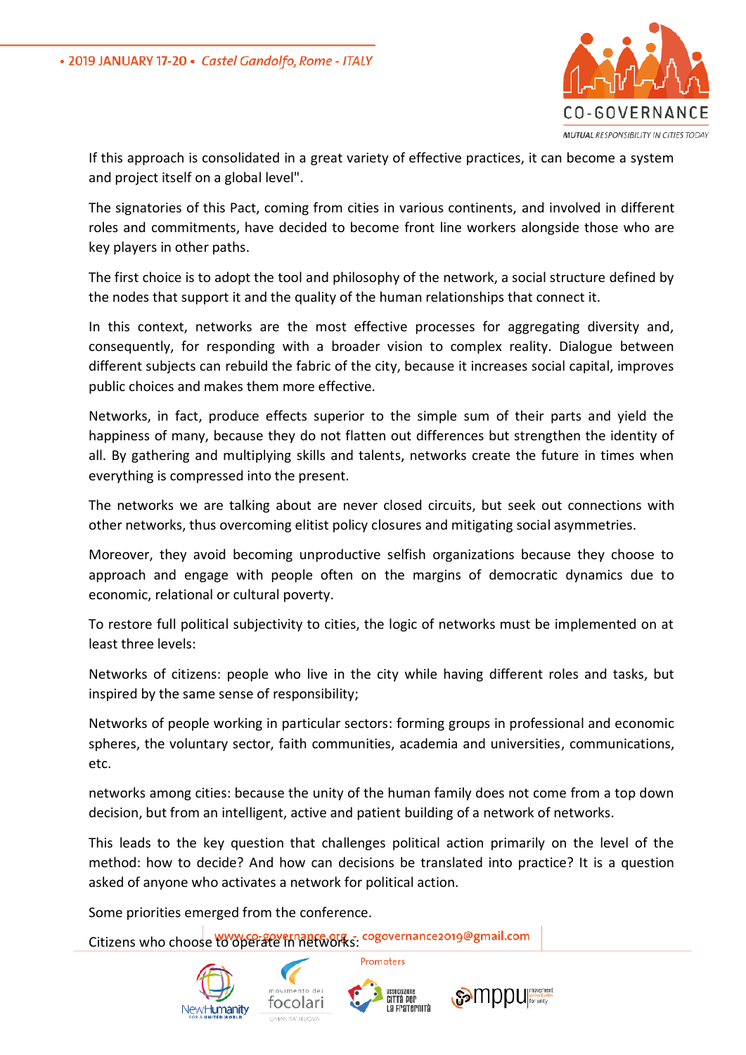If this approach is consolidated in a great variety of effective practices, it can become a system and project itself on a global level".

The signatories of this Pact, coming from cities in various continents, and involved in different roles and commitments, have decided to become front line workers alongside those who are key players in other paths.

The first choice is to adopt the tool and philosophy of the network, a social structure defined by the nodes that support it and the quality of the human relationships that connect it.

In this context, networks are the most effective processes for aggregating diversity and, consequently, for responding with a broader vision to complex reality. Dialogue between different subjects can rebuild the fabric of the city, because it increases social capital, improves public choices and makes them more effective.

Networks, in fact, produce effects superior to the simple sum of their parts and yield the happiness of many, because they do not flatten out differences but strengthen the identity of all. By gathering and multiplying skills and talents, networks create the future in times when everything is compressed into the present.

The networks we are talking about are never closed circuits, but seek out connections with other networks, thus overcoming elitist policy closures and mitigating social asymmetries.

Moreover, they avoid becoming unproductive selfish organizations because they choose to approach and engage with people often on the margins of democratic dynamics due to economic, relational or cultural poverty.

To restore full political subjectivity to cities, the logic of networks must be implemented on at least three levels:

Networks of citizens: people who live in the city while having different roles and tasks, but inspired by the same sense of responsibility;

Networks of people working in particular sectors: forming groups in professional and economic spheres, the voluntary sector, faith communities, academia and universities, communications, etc.

networks among cities: because the unity of the human family does not come from a top down decision, but from an intelligent, active and patient building of a network of networks.

This leads to the key question that challenges political action primarily on the level of the method: how to decide? And how can decisions be translated into practice? It is a question asked of anyone who activates a network for political action.

Some priorities emerged from the conference.

Citizens who choose to operate in networks: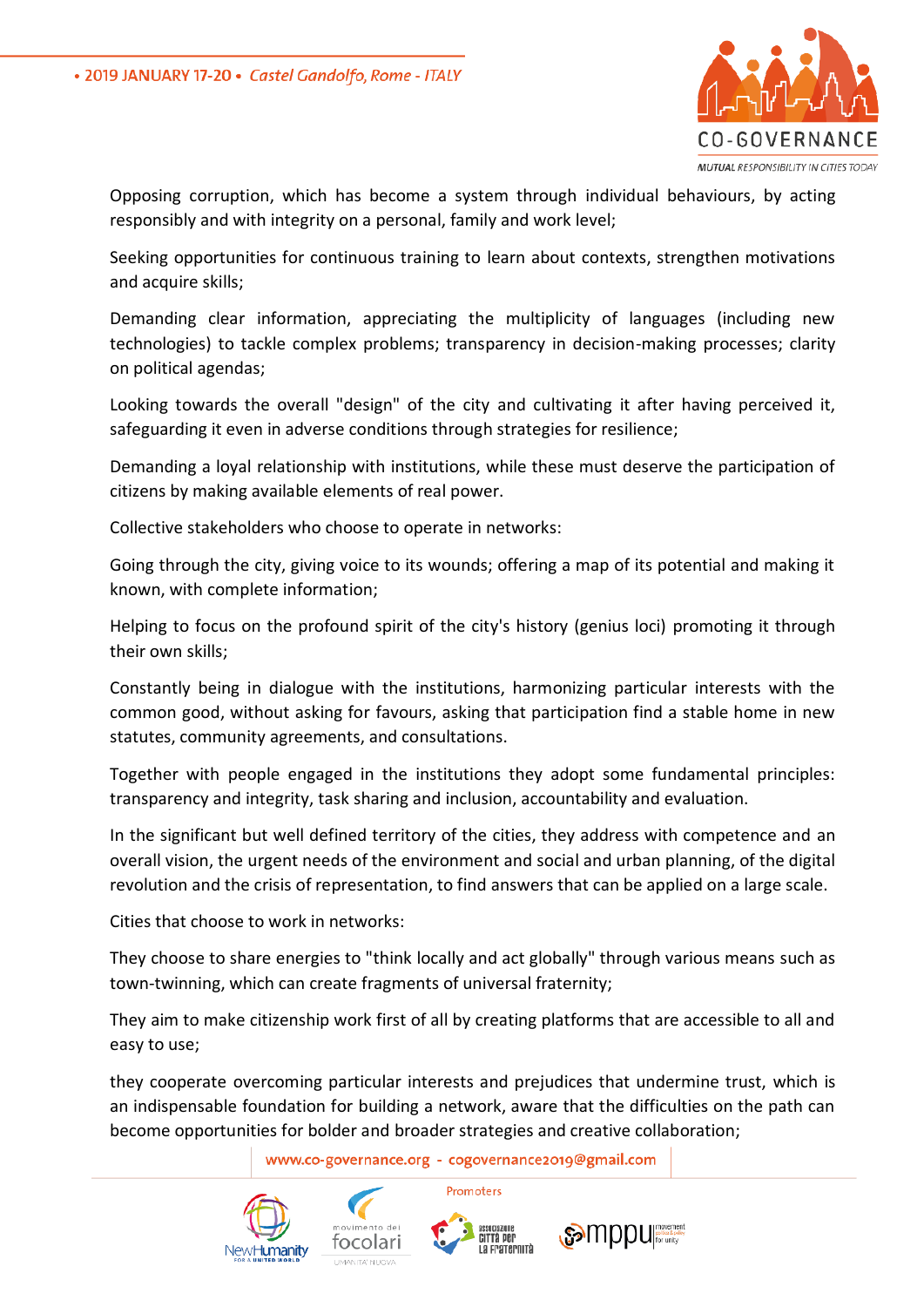Opposing corruption, which has become a system through individual behaviours, by acting responsibly and with integrity on a personal, family and work level;

Seeking opportunities for continuous training to learn about contexts, strengthen motivations and acquire skills;

Demanding clear information, appreciating the multiplicity of languages (including new technologies) to tackle complex problems; transparency in decision-making processes; clarity on political agendas;

Looking towards the overall "design" of the city and cultivating it after having perceived it, safeguarding it even in adverse conditions through strategies for resilience;

Demanding a loyal relationship with institutions, while these must deserve the participation of citizens by making available elements of real power.

Collective stakeholders who choose to operate in networks:

Going through the city, giving voice to its wounds; offering a map of its potential and making it known, with complete information;

Helping to focus on the profound spirit of the city's history (genius loci) promoting it through their own skills;

Constantly being in dialogue with the institutions, harmonizing particular interests with the common good, without asking for favours, asking that participation find a stable home in new statutes, community agreements, and consultations.

Together with people engaged in the institutions they adopt some fundamental principles: transparency and integrity, task sharing and inclusion, accountability and evaluation.

In the significant but well defined territory of the cities, they address with competence and an overall vision, the urgent needs of the environment and social and urban planning, of the digital revolution and the crisis of representation, to find answers that can be applied on a large scale.

Cities that choose to work in networks:

They choose to share energies to "think locally and act globally" through various means such as town-twinning, which can create fragments of universal fraternity;

They aim to make citizenship work first of all by creating platforms that are accessible to all and easy to use;

they cooperate overcoming particular interests and prejudices that undermine trust, which is an indispensable foundation for building a network, aware that the difficulties on the path can become opportunities for bolder and broader strategies and creative collaboration;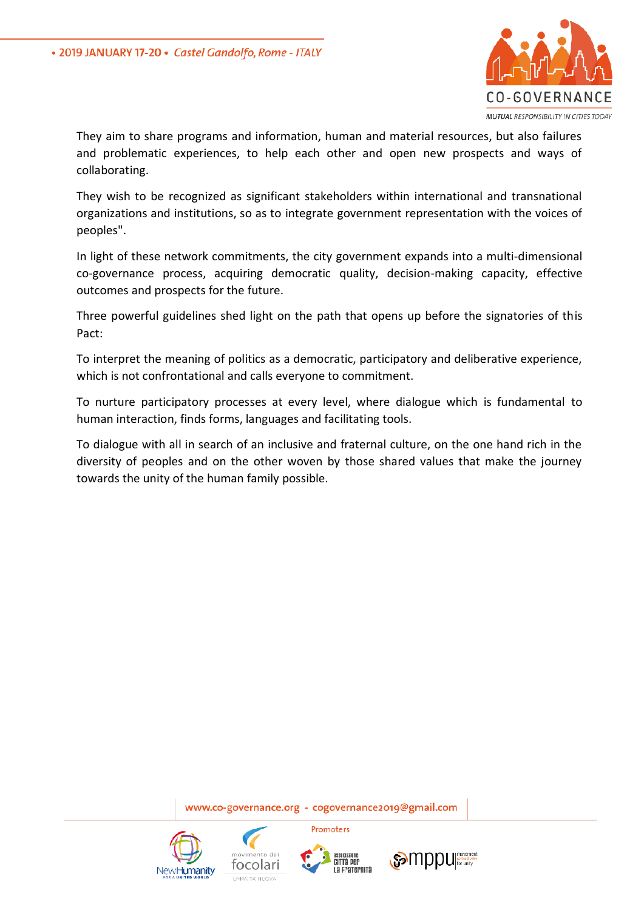They aim to share programs and information, human and material resources, but also failures and problematic experiences, to help each other and open new prospects and ways of collaborating.

They wish to be recognized as significant stakeholders within international and transnational organizations and institutions, so as to integrate government representation with the voices of peoples".

In light of these network commitments, the city government expands into a multi-dimensional co-governance process, acquiring democratic quality, decision-making capacity, effective outcomes and prospects for the future.

Three powerful guidelines shed light on the path that opens up before the signatories of this Pact:

To interpret the meaning of politics as a democratic, participatory and deliberative experience, which is not confrontational and calls everyone to commitment.

To nurture participatory processes at every level, where dialogue which is fundamental to human interaction, finds forms, languages and facilitating tools.

To dialogue with all in search of an inclusive and fraternal culture, on the one hand rich in the diversity of peoples and on the other woven by those shared values that make the journey towards the unity of the human family possible.